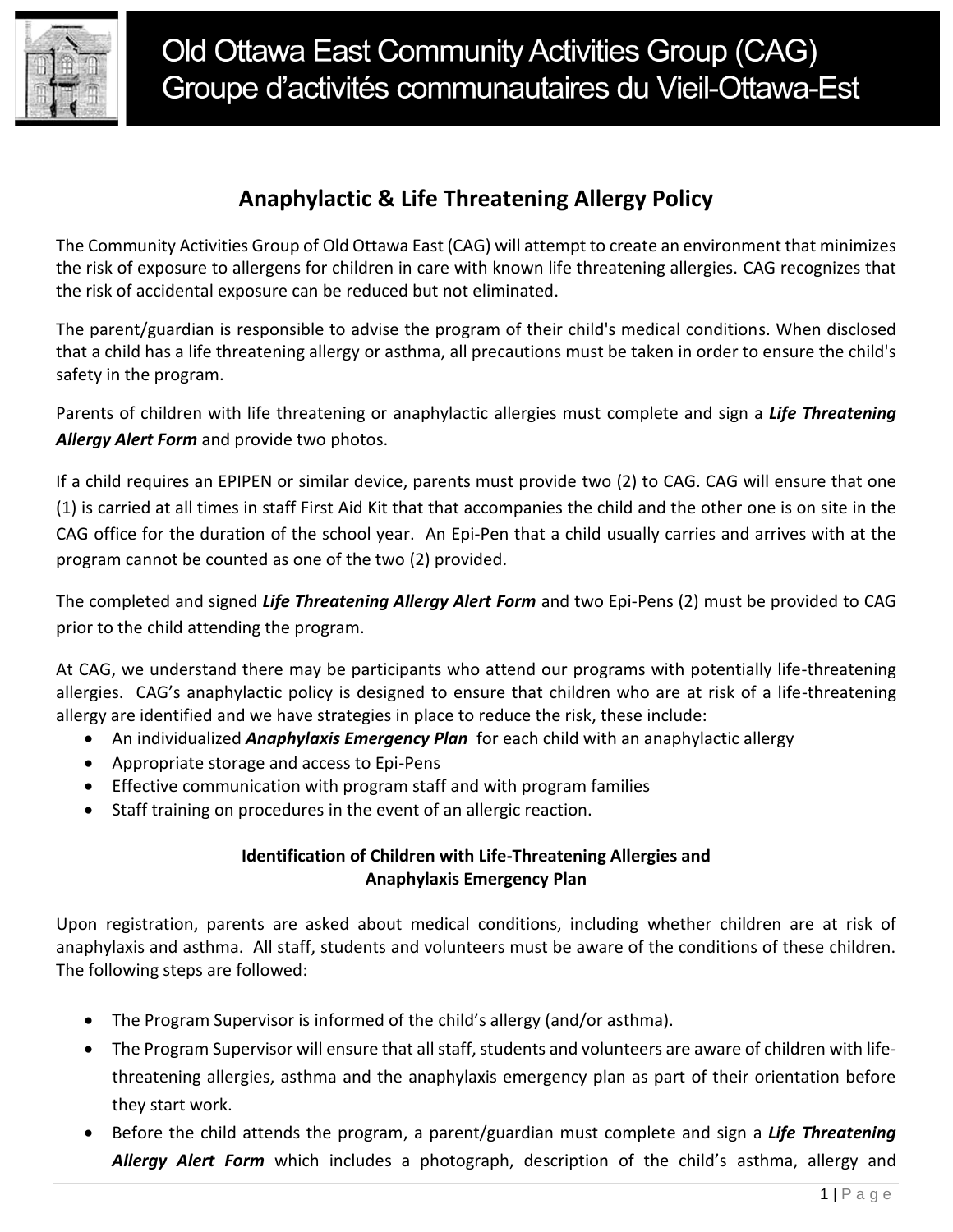# Old Ottawa East Community Activities Group (CAG)
# Groupe d'activités communautaires du Vieil-Ottawa-Est

## Anaphylactic & Life Threatening Allergy Policy

The Community Activities Group of Old Ottawa East (CAG) will attempt to create an environment that minimizes the risk of exposure to allergens for children in care with known life threatening allergies. CAG recognizes that the risk of accidental exposure can be reduced but not eliminated.

The parent/guardian is responsible to advise the program of their child's medical conditions. When disclosed that a child has a life threatening allergy or asthma, all precautions must be taken in order to ensure the child's safety in the program.

Parents of children with life threatening or anaphylactic allergies must complete and sign a ***Life Threatening Allergy Alert Form*** and provide two photos.

If a child requires an EPIPEN or similar device, parents must provide two (2) to CAG. CAG will ensure that one (1) is carried at all times in staff First Aid Kit that that accompanies the child and the other one is on site in the CAG office for the duration of the school year. An Epi-Pen that a child usually carries and arrives with at the program cannot be counted as one of the two (2) provided.

The completed and signed ***Life Threatening Allergy Alert Form*** and two Epi-Pens (2) must be provided to CAG prior to the child attending the program.

At CAG, we understand there may be participants who attend our programs with potentially life-threatening allergies. CAG's anaphylactic policy is designed to ensure that children who are at risk of a life-threatening allergy are identified and we have strategies in place to reduce the risk, these include:

- An individualized ***Anaphylaxis Emergency Plan*** for each child with an anaphylactic allergy
- Appropriate storage and access to Epi-Pens
- Effective communication with program staff and with program families
- Staff training on procedures in the event of an allergic reaction.

### Identification of Children with Life-Threatening Allergies and Anaphylaxis Emergency Plan

Upon registration, parents are asked about medical conditions, including whether children are at risk of anaphylaxis and asthma. All staff, students and volunteers must be aware of the conditions of these children. The following steps are followed:

- The Program Supervisor is informed of the child's allergy (and/or asthma).
- The Program Supervisor will ensure that all staff, students and volunteers are aware of children with life-threatening allergies, asthma and the anaphylaxis emergency plan as part of their orientation before they start work.
- Before the child attends the program, a parent/guardian must complete and sign a ***Life Threatening Allergy Alert Form*** which includes a photograph, description of the child's asthma, allergy and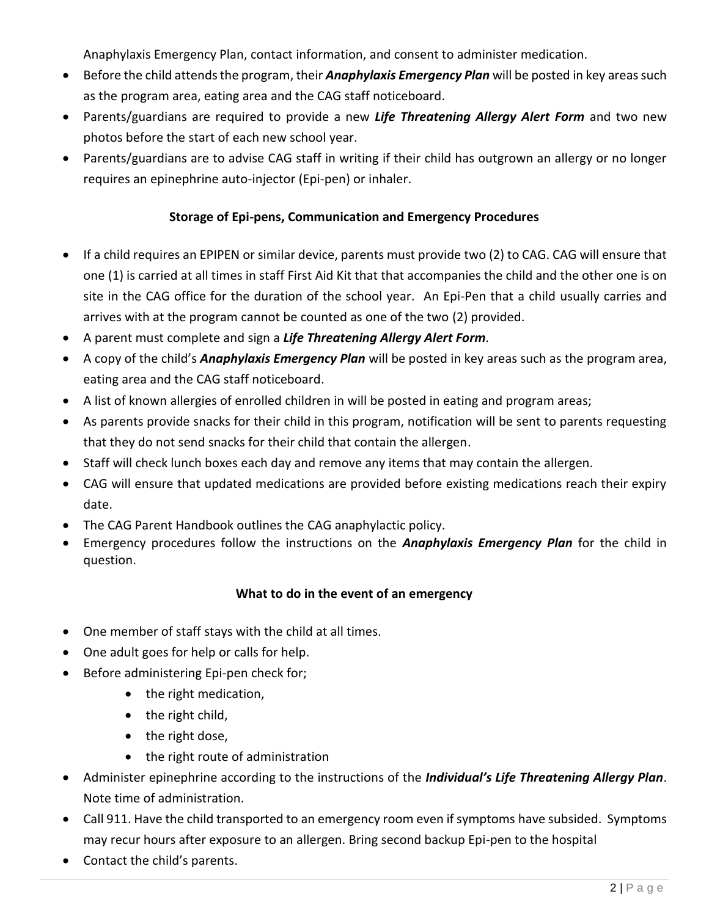Anaphylaxis Emergency Plan, contact information, and consent to administer medication.

- Before the child attends the program, their ***Anaphylaxis Emergency Plan*** will be posted in key areas such as the program area, eating area and the CAG staff noticeboard.
- Parents/guardians are required to provide a new ***Life Threatening Allergy Alert Form*** and two new photos before the start of each new school year.
- Parents/guardians are to advise CAG staff in writing if their child has outgrown an allergy or no longer requires an epinephrine auto-injector (Epi-pen) or inhaler.

**Storage of Epi-pens, Communication and Emergency Procedures**

- If a child requires an EPIPEN or similar device, parents must provide two (2) to CAG. CAG will ensure that one (1) is carried at all times in staff First Aid Kit that that accompanies the child and the other one is on site in the CAG office for the duration of the school year. An Epi-Pen that a child usually carries and arrives with at the program cannot be counted as one of the two (2) provided.
- A parent must complete and sign a ***Life Threatening Allergy Alert Form***.
- A copy of the child's ***Anaphylaxis Emergency Plan*** will be posted in key areas such as the program area, eating area and the CAG staff noticeboard.
- A list of known allergies of enrolled children in will be posted in eating and program areas;
- As parents provide snacks for their child in this program, notification will be sent to parents requesting that they do not send snacks for their child that contain the allergen.
- Staff will check lunch boxes each day and remove any items that may contain the allergen.
- CAG will ensure that updated medications are provided before existing medications reach their expiry date.
- The CAG Parent Handbook outlines the CAG anaphylactic policy.
- Emergency procedures follow the instructions on the ***Anaphylaxis Emergency Plan*** for the child in question.

**What to do in the event of an emergency**

- One member of staff stays with the child at all times.
- One adult goes for help or calls for help.
- Before administering Epi-pen check for;
  - the right medication,
  - the right child,
  - the right dose,
  - the right route of administration
- Administer epinephrine according to the instructions of the ***Individual's Life Threatening Allergy Plan***. Note time of administration.
- Call 911. Have the child transported to an emergency room even if symptoms have subsided. Symptoms may recur hours after exposure to an allergen. Bring second backup Epi-pen to the hospital
- Contact the child's parents.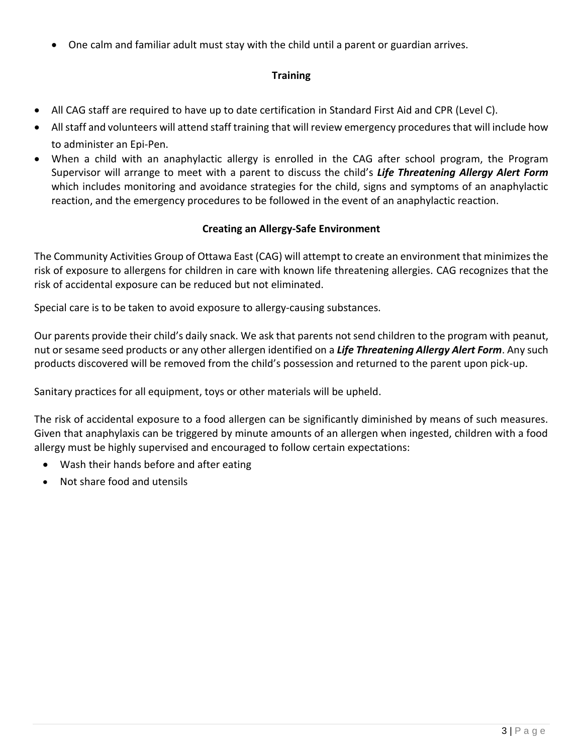- One calm and familiar adult must stay with the child until a parent or guardian arrives.

## Training

- All CAG staff are required to have up to date certification in Standard First Aid and CPR (Level C).
- All staff and volunteers will attend staff training that will review emergency procedures that will include how to administer an Epi-Pen.
- When a child with an anaphylactic allergy is enrolled in the CAG after school program, the Program Supervisor will arrange to meet with a parent to discuss the child's ***Life Threatening Allergy Alert Form*** which includes monitoring and avoidance strategies for the child, signs and symptoms of an anaphylactic reaction, and the emergency procedures to be followed in the event of an anaphylactic reaction.

## Creating an Allergy-Safe Environment

The Community Activities Group of Ottawa East (CAG) will attempt to create an environment that minimizes the risk of exposure to allergens for children in care with known life threatening allergies. CAG recognizes that the risk of accidental exposure can be reduced but not eliminated.

Special care is to be taken to avoid exposure to allergy-causing substances.

Our parents provide their child's daily snack. We ask that parents not send children to the program with peanut, nut or sesame seed products or any other allergen identified on a ***Life Threatening Allergy Alert Form***. Any such products discovered will be removed from the child's possession and returned to the parent upon pick-up.

Sanitary practices for all equipment, toys or other materials will be upheld.

The risk of accidental exposure to a food allergen can be significantly diminished by means of such measures. Given that anaphylaxis can be triggered by minute amounts of an allergen when ingested, children with a food allergy must be highly supervised and encouraged to follow certain expectations:

- Wash their hands before and after eating
- Not share food and utensils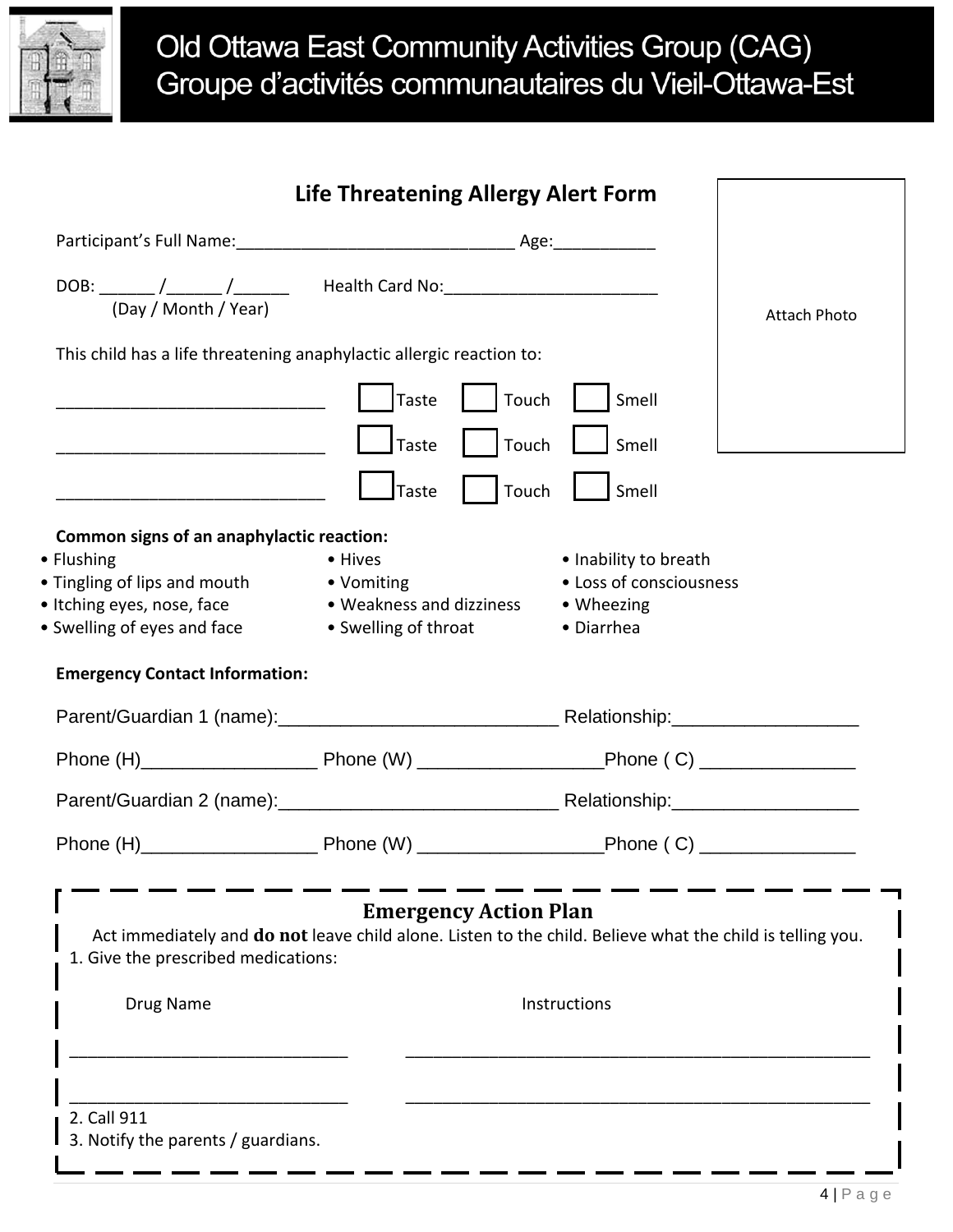# Old Ottawa East Community Activities Group (CAG)
# Groupe d'activités communautaires du Vieil-Ottawa-Est

## Life Threatening Allergy Alert Form

Attach Photo

Participant's Full Name:_____________________________ Age:__________

DOB: ______ /______ /______ Health Card No:______________________
(Day / Month / Year)

This child has a life threatening anaphylactic allergic reaction to:

_____________________________ ☐ Taste ☐ Touch ☐ Smell

_____________________________ ☐ Taste ☐ Touch ☐ Smell

_____________________________ ☐ Taste ☐ Touch ☐ Smell

**Common signs of an anaphylactic reaction:**

- Flushing
- Tingling of lips and mouth
- Itching eyes, nose, face
- Swelling of eyes and face
- Hives
- Vomiting
- Weakness and dizziness
- Swelling of throat
- Inability to breath
- Loss of consciousness
- Wheezing
- Diarrhea

**Emergency Contact Information:**

Parent/Guardian 1 (name):___________________________ Relationship:_________________

Phone (H)_________________ Phone (W) _________________Phone ( C) ______________

Parent/Guardian 2 (name):___________________________ Relationship:_________________

Phone (H)_________________ Phone (W) _________________Phone ( C) ______________

### Emergency Action Plan

Act immediately and **do not** leave child alone. Listen to the child. Believe what the child is telling you.

1. Give the prescribed medications:

| Drug Name | Instructions |
| --- | --- |
| ___________________________ | _____________________________________________ |
| ___________________________ | _____________________________________________ |

2. Call 911
3. Notify the parents / guardians.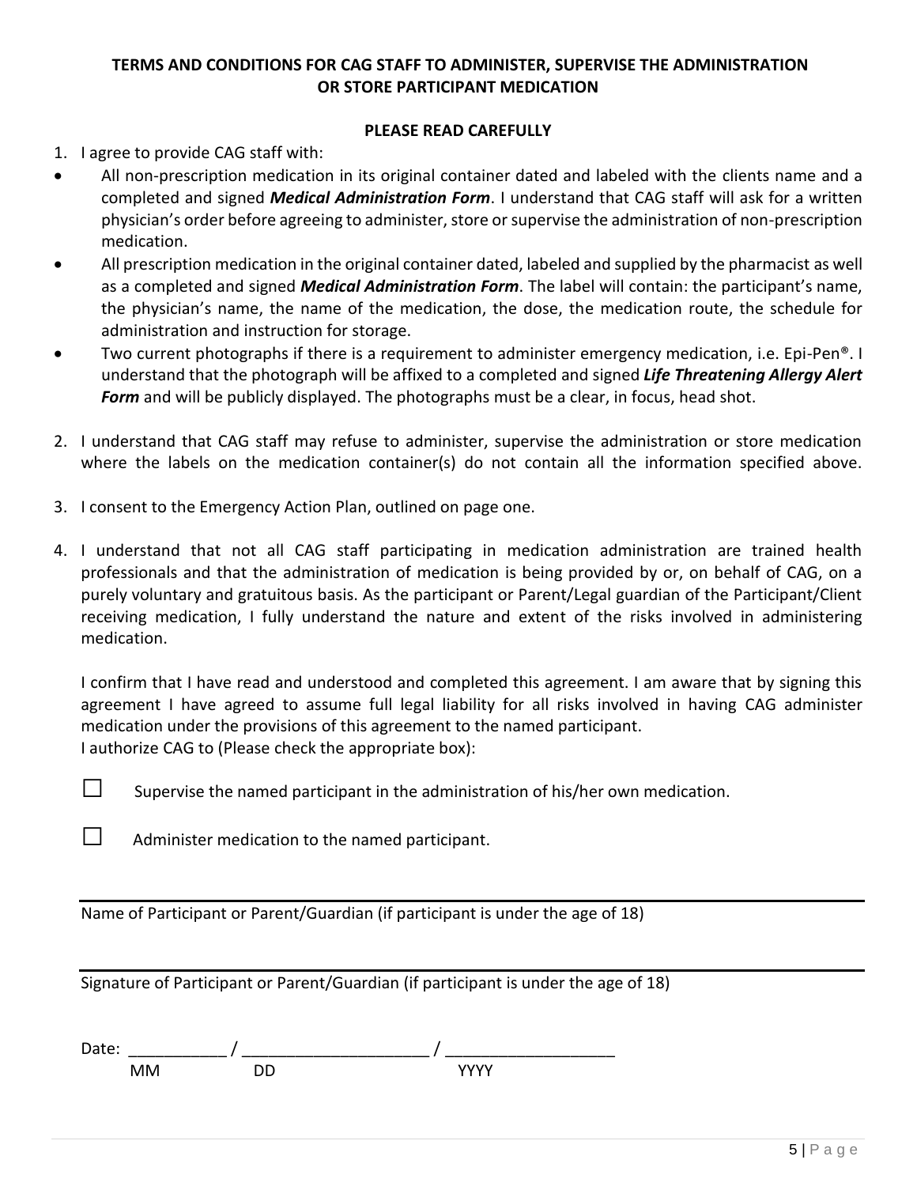**TERMS AND CONDITIONS FOR CAG STAFF TO ADMINISTER, SUPERVISE THE ADMINISTRATION OR STORE PARTICIPANT MEDICATION**

**PLEASE READ CAREFULLY**

1. I agree to provide CAG staff with:

- All non-prescription medication in its original container dated and labeled with the clients name and a completed and signed ***Medical Administration Form***. I understand that CAG staff will ask for a written physician's order before agreeing to administer, store or supervise the administration of non-prescription medication.
- All prescription medication in the original container dated, labeled and supplied by the pharmacist as well as a completed and signed ***Medical Administration Form***. The label will contain: the participant's name, the physician's name, the name of the medication, the dose, the medication route, the schedule for administration and instruction for storage.
- Two current photographs if there is a requirement to administer emergency medication, i.e. Epi-Pen®. I understand that the photograph will be affixed to a completed and signed ***Life Threatening Allergy Alert Form*** and will be publicly displayed. The photographs must be a clear, in focus, head shot.

2. I understand that CAG staff may refuse to administer, supervise the administration or store medication where the labels on the medication container(s) do not contain all the information specified above.

3. I consent to the Emergency Action Plan, outlined on page one.

4. I understand that not all CAG staff participating in medication administration are trained health professionals and that the administration of medication is being provided by or, on behalf of CAG, on a purely voluntary and gratuitous basis. As the participant or Parent/Legal guardian of the Participant/Client receiving medication, I fully understand the nature and extent of the risks involved in administering medication.

   I confirm that I have read and understood and completed this agreement. I am aware that by signing this agreement I have agreed to assume full legal liability for all risks involved in having CAG administer medication under the provisions of this agreement to the named participant.
   I authorize CAG to (Please check the appropriate box):

   ☐ Supervise the named participant in the administration of his/her own medication.

   ☐ Administer medication to the named participant.

______________________________________________

Name of Participant or Parent/Guardian (if participant is under the age of 18)

______________________________________________

Signature of Participant or Parent/Guardian (if participant is under the age of 18)

Date: ___________ / ____________________ / __________________
MM DD YYYY